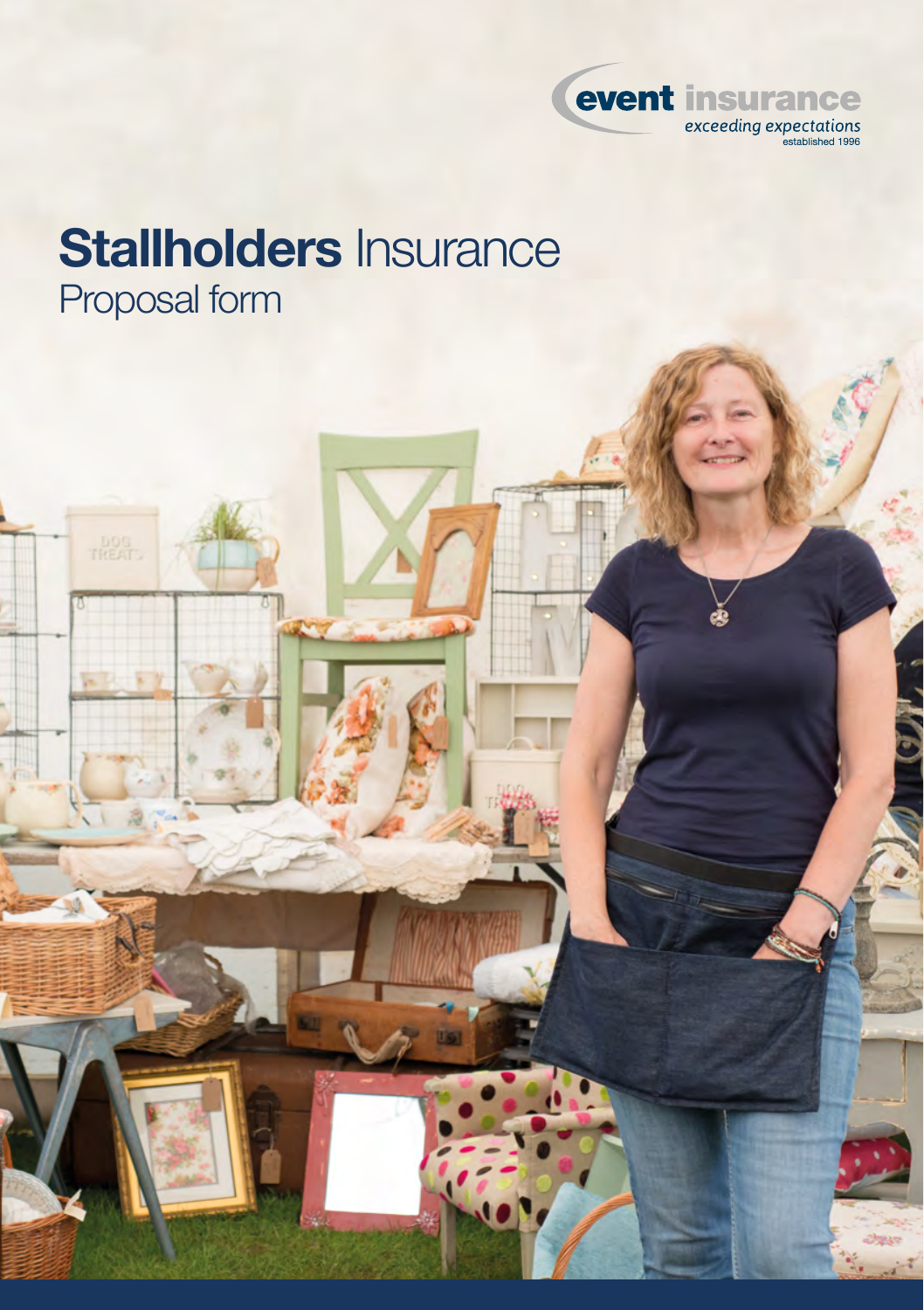event insurance

*exceeding expectations*

established 1996

# **Stallholders** Insurance

## Proposal form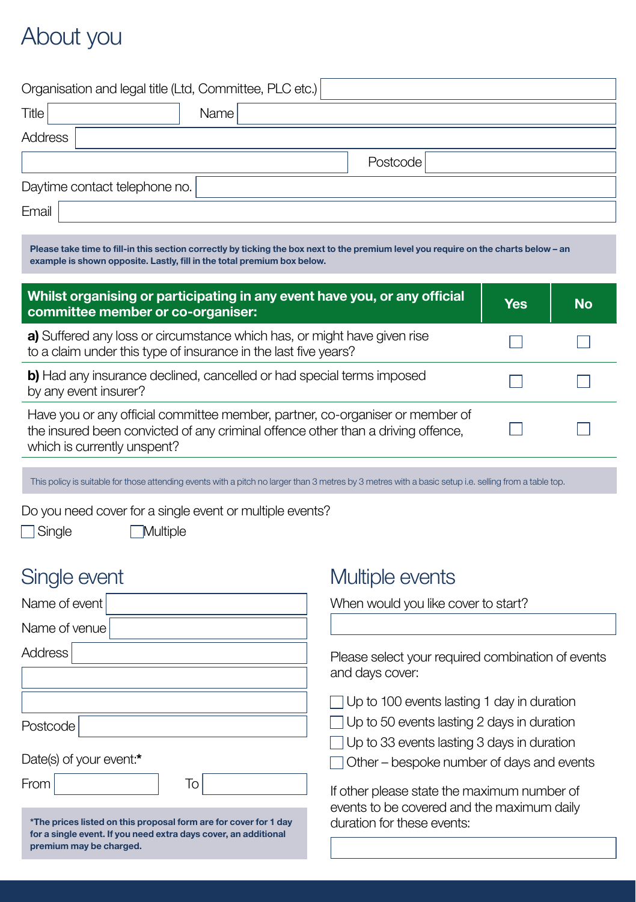# About you

Organisation and legal title (Ltd, Committee, PLC etc.)

Title &nbsp;&nbsp;&nbsp;&nbsp; Name

Address

Postcode

Daytime contact telephone no.

Email

**Please take time to fill-in this section correctly by ticking the box next to the premium level you require on the charts below – an example is shown opposite. Lastly, fill in the total premium box below.**

| Whilst organising or participating in any event have you, or any official committee member or co-organiser: | Yes | No |
|---|---|---|
| **a)** Suffered any loss or circumstance which has, or might have given rise to a claim under this type of insurance in the last five years? | ☐ | ☐ |
| **b)** Had any insurance declined, cancelled or had special terms imposed by any event insurer? | ☐ | ☐ |
| Have you or any official committee member, partner, co-organiser or member of the insured been convicted of any criminal offence other than a driving offence, which is currently unspent? | ☐ | ☐ |

This policy is suitable for those attending events with a pitch no larger than 3 metres by 3 metres with a basic setup i.e. selling from a table top.

Do you need cover for a single event or multiple events?

☐ Single &nbsp;&nbsp;&nbsp;&nbsp; ☐ Multiple

## Single event

Name of event

Name of venue

Address

Postcode

Date(s) of your event:*

From &nbsp;&nbsp;&nbsp;&nbsp; To

**\*The prices listed on this proposal form are for cover for 1 day for a single event. If you need extra days cover, an additional premium may be charged.**

## Multiple events

When would you like cover to start?

Please select your required combination of events and days cover:

- ☐ Up to 100 events lasting 1 day in duration
- ☐ Up to 50 events lasting 2 days in duration
- ☐ Up to 33 events lasting 3 days in duration
- ☐ Other – bespoke number of days and events

If other please state the maximum number of events to be covered and the maximum daily duration for these events: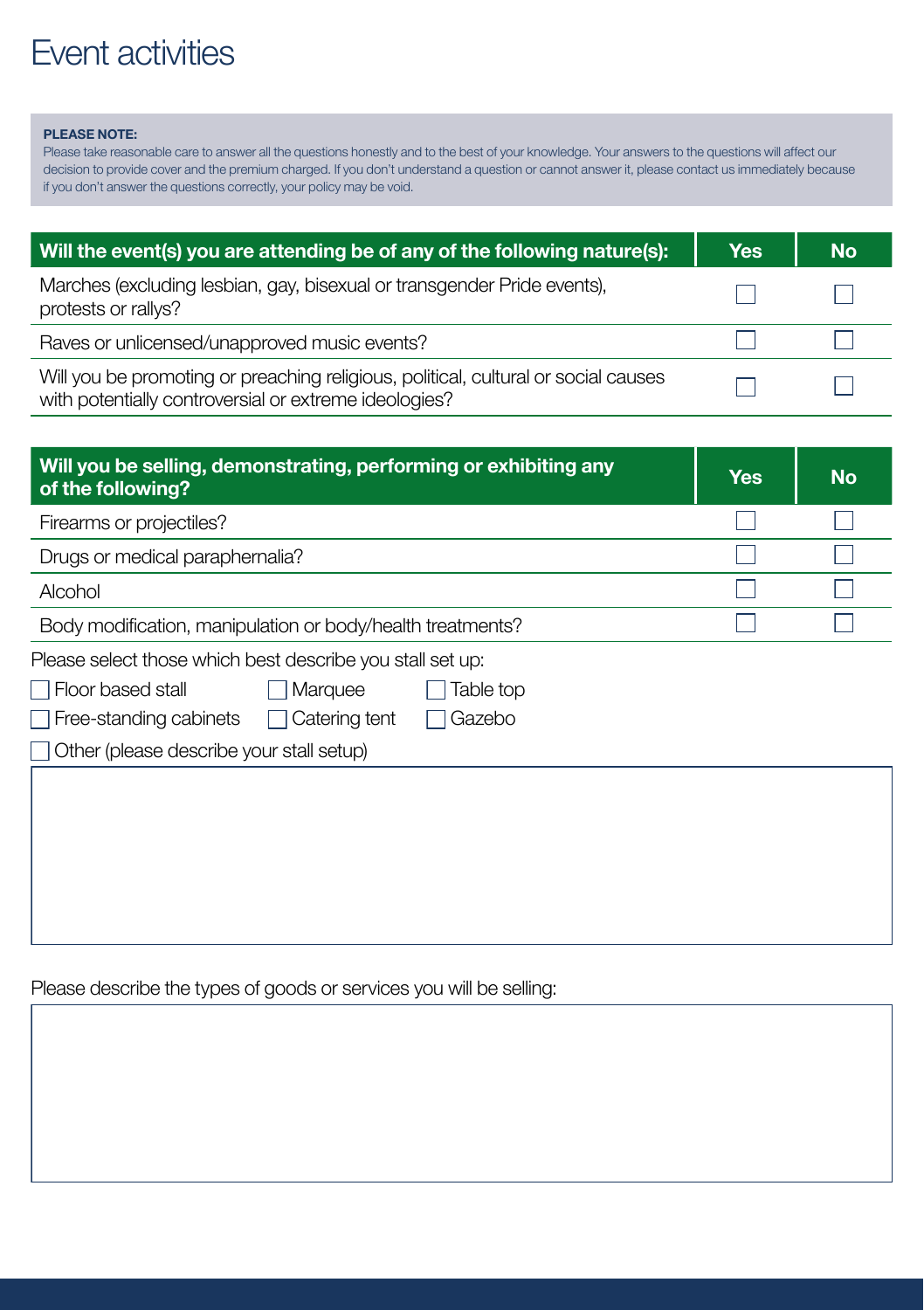# Event activities

**PLEASE NOTE:**
Please take reasonable care to answer all the questions honestly and to the best of your knowledge. Your answers to the questions will affect our decision to provide cover and the premium charged. If you don't understand a question or cannot answer it, please contact us immediately because if you don't answer the questions correctly, your policy may be void.

| Will the event(s) you are attending be of any of the following nature(s): | Yes | No |
|---|---|---|
| Marches (excluding lesbian, gay, bisexual or transgender Pride events), protests or rallys? | ☐ | ☐ |
| Raves or unlicensed/unapproved music events? | ☐ | ☐ |
| Will you be promoting or preaching religious, political, cultural or social causes with potentially controversial or extreme ideologies? | ☐ | ☐ |

| Will you be selling, demonstrating, performing or exhibiting any of the following? | Yes | No |
|---|---|---|
| Firearms or projectiles? | ☐ | ☐ |
| Drugs or medical paraphernalia? | ☐ | ☐ |
| Alcohol | ☐ | ☐ |
| Body modification, manipulation or body/health treatments? | ☐ | ☐ |

Please select those which best describe you stall set up:

☐ Floor based stall ☐ Marquee ☐ Table top

☐ Free-standing cabinets ☐ Catering tent ☐ Gazebo

☐ Other (please describe your stall setup)

Please describe the types of goods or services you will be selling: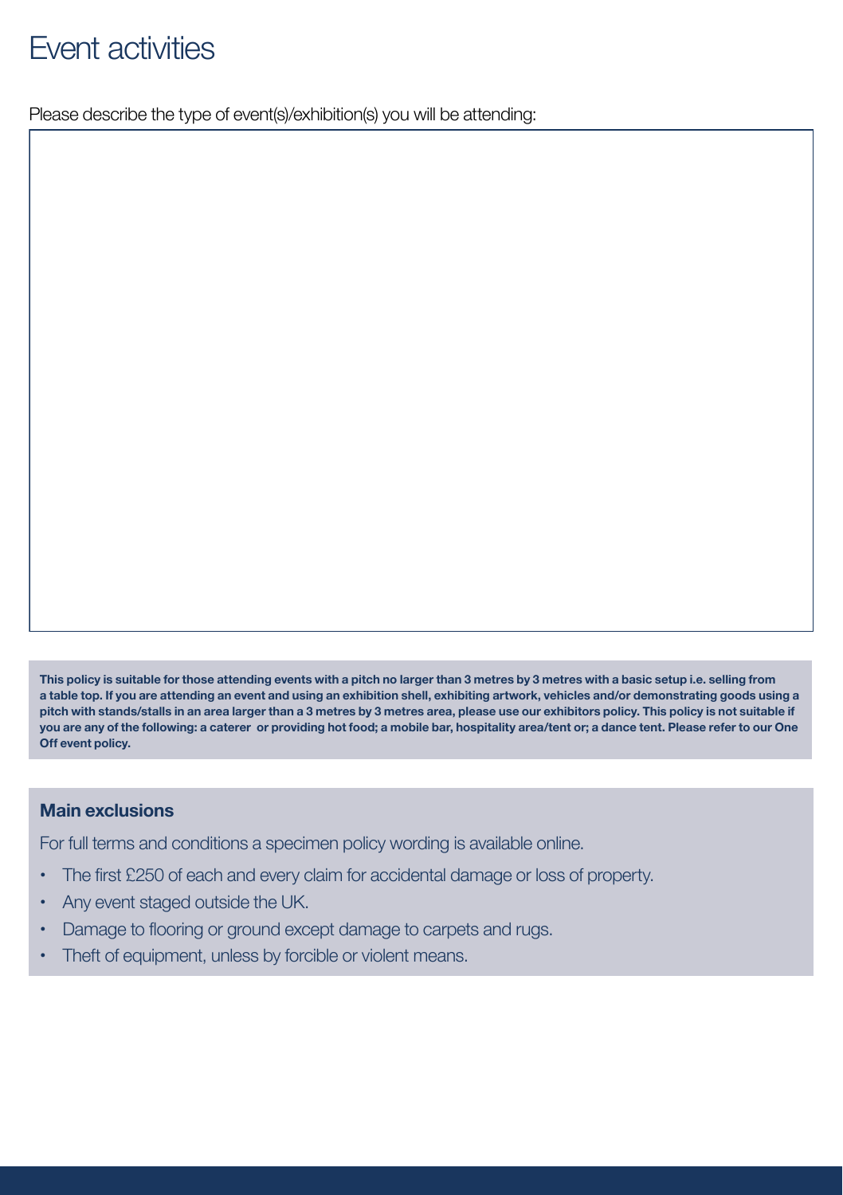# Event activities

Please describe the type of event(s)/exhibition(s) you will be attending:

**This policy is suitable for those attending events with a pitch no larger than 3 metres by 3 metres with a basic setup i.e. selling from a table top. If you are attending an event and using an exhibition shell, exhibiting artwork, vehicles and/or demonstrating goods using a pitch with stands/stalls in an area larger than a 3 metres by 3 metres area, please use our exhibitors policy. This policy is not suitable if you are any of the following: a caterer or providing hot food; a mobile bar, hospitality area/tent or; a dance tent. Please refer to our One Off event policy.**

## Main exclusions

For full terms and conditions a specimen policy wording is available online.

- The first £250 of each and every claim for accidental damage or loss of property.
- Any event staged outside the UK.
- Damage to flooring or ground except damage to carpets and rugs.
- Theft of equipment, unless by forcible or violent means.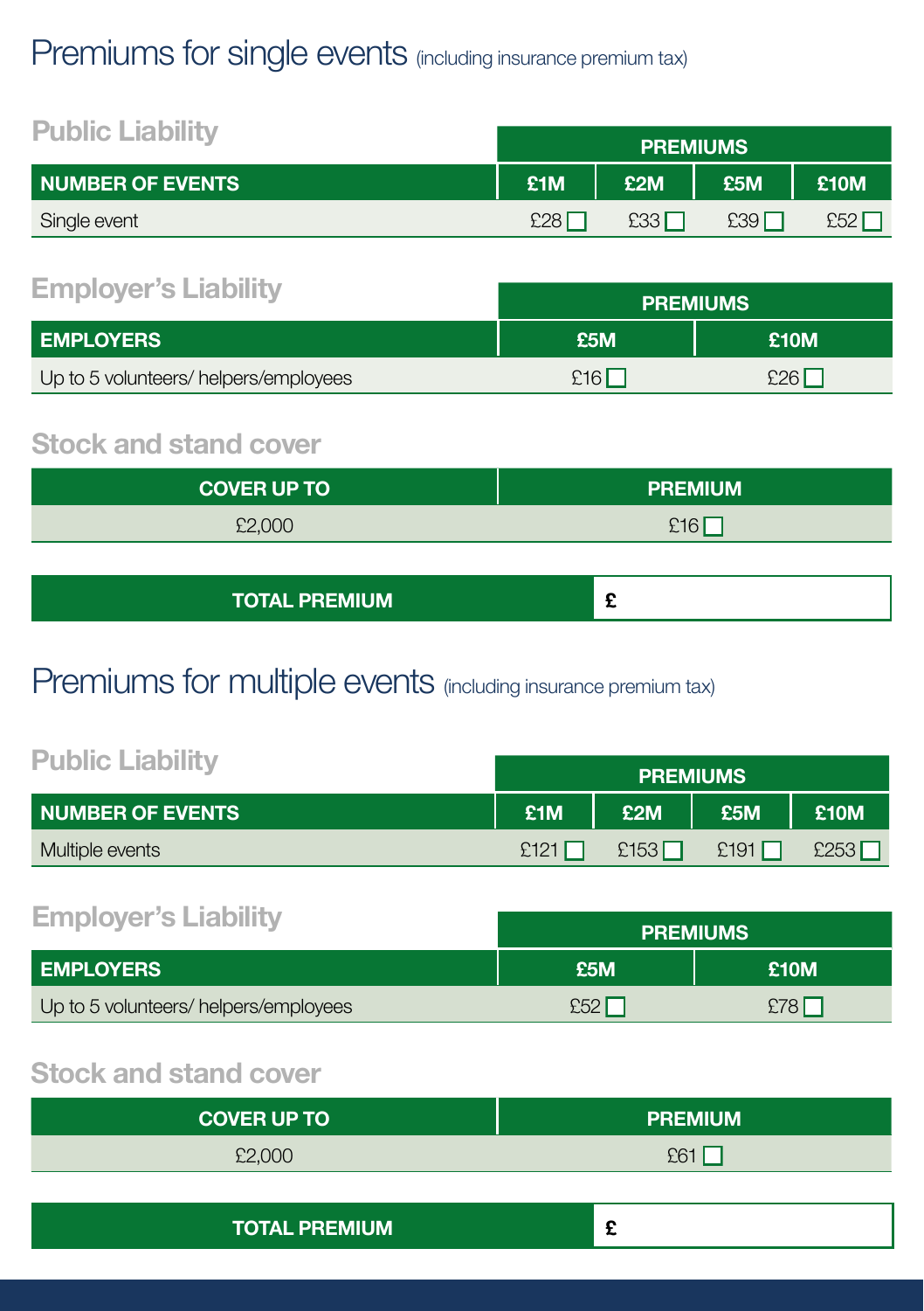# Premiums for single events (including insurance premium tax)

## Public Liability

| | PREMIUMS | | | |
|---|---|---|---|---|
| **NUMBER OF EVENTS** | **£1M** | **£2M** | **£5M** | **£10M** |
| Single event | £28 ☐ | £33 ☐ | £39 ☐ | £52 ☐ |

## Employer's Liability

| | PREMIUMS | |
|---|---|---|
| **EMPLOYERS** | **£5M** | **£10M** |
| Up to 5 volunteers/ helpers/employees | £16 ☐ | £26 ☐ |

## Stock and stand cover

| COVER UP TO | PREMIUM |
|---|---|
| £2,000 | £16 ☐ |

| TOTAL PREMIUM | £ |
|---|---|

# Premiums for multiple events (including insurance premium tax)

## Public Liability

| | PREMIUMS | | | |
|---|---|---|---|---|
| **NUMBER OF EVENTS** | **£1M** | **£2M** | **£5M** | **£10M** |
| Multiple events | £121 ☐ | £153 ☐ | £191 ☐ | £253 ☐ |

## Employer's Liability

| | PREMIUMS | |
|---|---|---|
| **EMPLOYERS** | **£5M** | **£10M** |
| Up to 5 volunteers/ helpers/employees | £52 ☐ | £78 ☐ |

## Stock and stand cover

| COVER UP TO | PREMIUM |
|---|---|
| £2,000 | £61 ☐ |

| TOTAL PREMIUM | £ |
|---|---|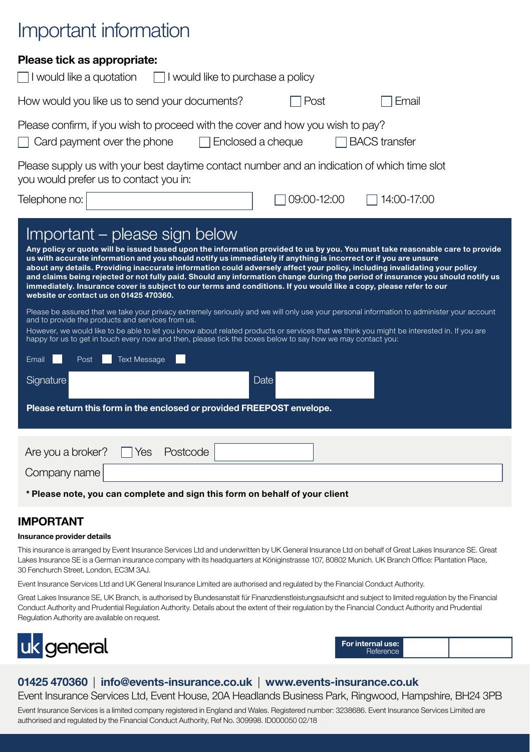# Important information

**Please tick as appropriate:**

☐ I would like a quotation ☐ I would like to purchase a policy

How would you like us to send your documents? ☐ Post ☐ Email

Please confirm, if you wish to proceed with the cover and how you wish to pay?

☐ Card payment over the phone ☐ Enclosed a cheque ☐ BACS transfer

Please supply us with your best daytime contact number and an indication of which time slot you would prefer us to contact you in:

Telephone no: ____________ ☐ 09:00-12:00 ☐ 14:00-17:00

## Important – please sign below

**Any policy or quote will be issued based upon the information provided to us by you. You must take reasonable care to provide us with accurate information and you should notify us immediately if anything is incorrect or if you are unsure about any details. Providing inaccurate information could adversely affect your policy, including invalidating your policy and claims being rejected or not fully paid. Should any information change during the period of insurance you should notify us immediately. Insurance cover is subject to our terms and conditions. If you would like a copy, please refer to our website or contact us on 01425 470360.**

Please be assured that we take your privacy extremely seriously and we will only use your personal information to administer your account and to provide the products and services from us.

However, we would like to be able to let you know about related products or services that we think you might be interested in. If you are happy for us to get in touch every now and then, please tick the boxes below to say how we may contact you:

Email ☐ Post ☐ Text Message ☐

Signature ____________ Date ____________

**Please return this form in the enclosed or provided FREEPOST envelope.**

Are you a broker? ☐ Yes Postcode ____________

Company name ____________

**\* Please note, you can complete and sign this form on behalf of your client**

## IMPORTANT

**Insurance provider details**

This insurance is arranged by Event Insurance Services Ltd and underwritten by UK General Insurance Ltd on behalf of Great Lakes Insurance SE. Great Lakes Insurance SE is a German insurance company with its headquarters at Königinstrasse 107, 80802 Munich. UK Branch Office: Plantation Place, 30 Fenchurch Street, London, EC3M 3AJ.

Event Insurance Services Ltd and UK General Insurance Limited are authorised and regulated by the Financial Conduct Authority.

Great Lakes Insurance SE, UK Branch, is authorised by Bundesanstalt für Finanzdienstleistungsaufsicht and subject to limited regulation by the Financial Conduct Authority and Prudential Regulation Authority. Details about the extent of their regulation by the Financial Conduct Authority and Prudential Regulation Authority are available on request.

uk general

**For internal use:** Reference

**01425 470360** | **info@events-insurance.co.uk** | **www.events-insurance.co.uk**

Event Insurance Services Ltd, Event House, 20A Headlands Business Park, Ringwood, Hampshire, BH24 3PB

Event Insurance Services is a limited company registered in England and Wales. Registered number: 3238686. Event Insurance Services Limited are authorised and regulated by the Financial Conduct Authority, Ref No. 309998. ID000050 02/18